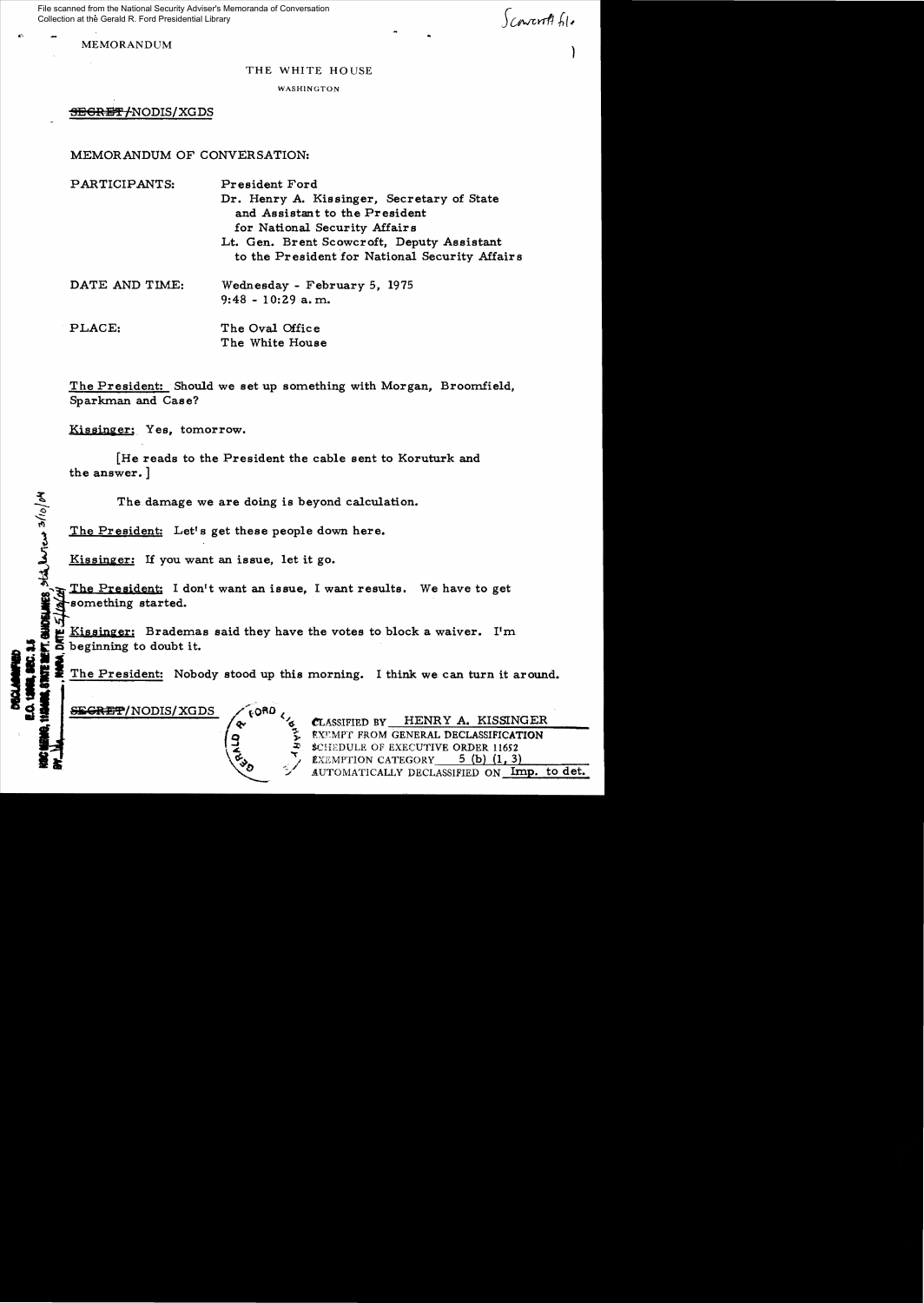File scanned from the National Security Adviser's Memoranda of Conversation
Collection at the Gerald R. Ford Presidential Library

Scowcroft file

MEMORANDUM

THE WHITE HOUSE

WASHINGTON

~~SECRET~~/NODIS/XGDS

MEMORANDUM OF CONVERSATION:

PARTICIPANTS: President Ford
Dr. Henry A. Kissinger, Secretary of State and Assistant to the President for National Security Affairs
Lt. Gen. Brent Scowcroft, Deputy Assistant to the President for National Security Affairs

DATE AND TIME: Wednesday - February 5, 1975
9:48 - 10:29 a.m.

PLACE: The Oval Office
The White House

The President: Should we set up something with Morgan, Broomfield, Sparkman and Case?

Kissinger: Yes, tomorrow.

[He reads to the President the cable sent to Koruturk and the answer.]

The damage we are doing is beyond calculation.

The President: Let's get these people down here.

Kissinger: If you want an issue, let it go.

The President: I don't want an issue, I want results. We have to get something started.

Kissinger: Brademas said they have the votes to block a waiver. I'm beginning to doubt it.

The President: Nobody stood up this morning. I think we can turn it around.

DECLASSIFIED
E.O. 12958, SEC. 3.5
NSC MEMO, 11/24/98, STATE DEPT. GUIDELINES, State Review 3/10/04
BY [illegible], NARA, DATE 5/12/04

~~SECRET~~/NODIS/XGDS

CLASSIFIED BY HENRY A. KISSINGER
EXEMPT FROM GENERAL DECLASSIFICATION
SCHEDULE OF EXECUTIVE ORDER 11652
EXEMPTION CATEGORY 5 (b) (1, 3)
AUTOMATICALLY DECLASSIFIED ON Imp. to det.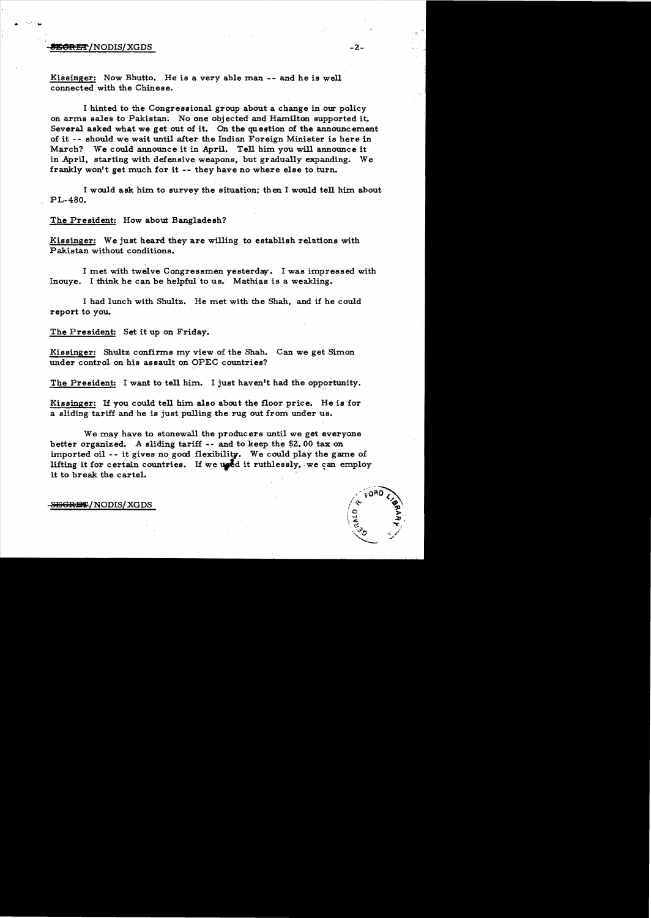Kissinger: Now Bhutto. He is a very able man -- and he is well connected with the Chinese.

I hinted to the Congressional group about a change in our policy on arms sales to Pakistan. No one objected and Hamilton supported it. Several asked what we get out of it. On the question of the announcement of it -- should we wait until after the Indian Foreign Minister is here in March? We could announce it in April. Tell him you will announce it in April, starting with defensive weapons, but gradually expanding. We frankly won't get much for it -- they have no where else to turn.

I would ask him to survey the situation; then I would tell him about PL-480.

The President: How about Bangladesh?

Kissinger: We just heard they are willing to establish relations with Pakistan without conditions.

I met with twelve Congressmen yesterday. I was impressed with Inouye. I think he can be helpful to us. Mathias is a weakling.

I had lunch with Shultz. He met with the Shah, and if he could report to you.

The President: Set it up on Friday.

Kissinger: Shultz confirms my view of the Shah. Can we get Simon under control on his assault on OPEC countries?

The President: I want to tell him. I just haven't had the opportunity.

Kissinger: If you could tell him also about the floor price. He is for a sliding tariff and he is just pulling the rug out from under us.

We may have to stonewall the producers until we get everyone better organized. A sliding tariff -- and to keep the $2.00 tax on imported oil -- it gives no good flexibility. We could play the game of lifting it for certain countries. If we used it ruthlessly, we can employ it to break the cartel.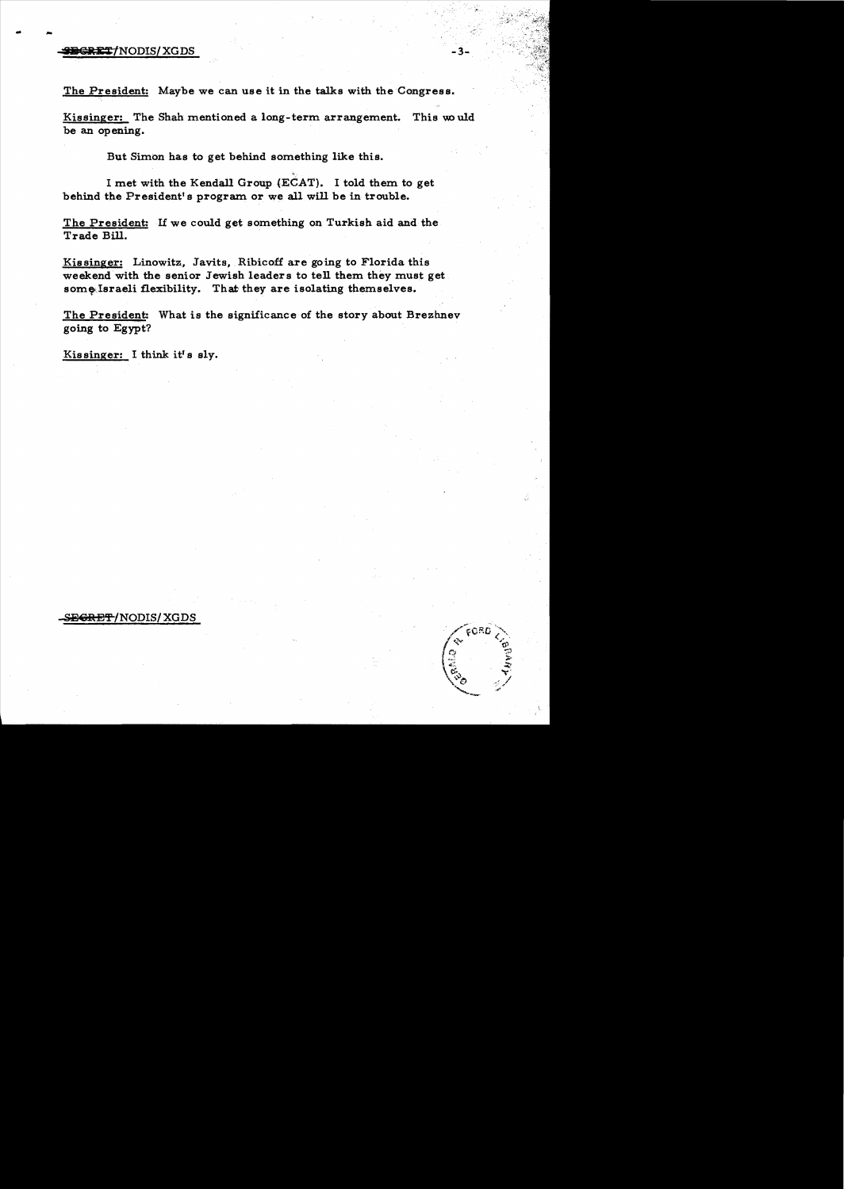The President: Maybe we can use it in the talks with the Congress.

Kissinger: The Shah mentioned a long-term arrangement. This would be an opening.

But Simon has to get behind something like this.

I met with the Kendall Group (ECAT). I told them to get behind the President's program or we all will be in trouble.

The President: If we could get something on Turkish aid and the Trade Bill.

Kissinger: Linowitz, Javits, Ribicoff are going to Florida this weekend with the senior Jewish leaders to tell them they must get some Israeli flexibility. That they are isolating themselves.

The President: What is the significance of the story about Brezhnev going to Egypt?

Kissinger: I think it's sly.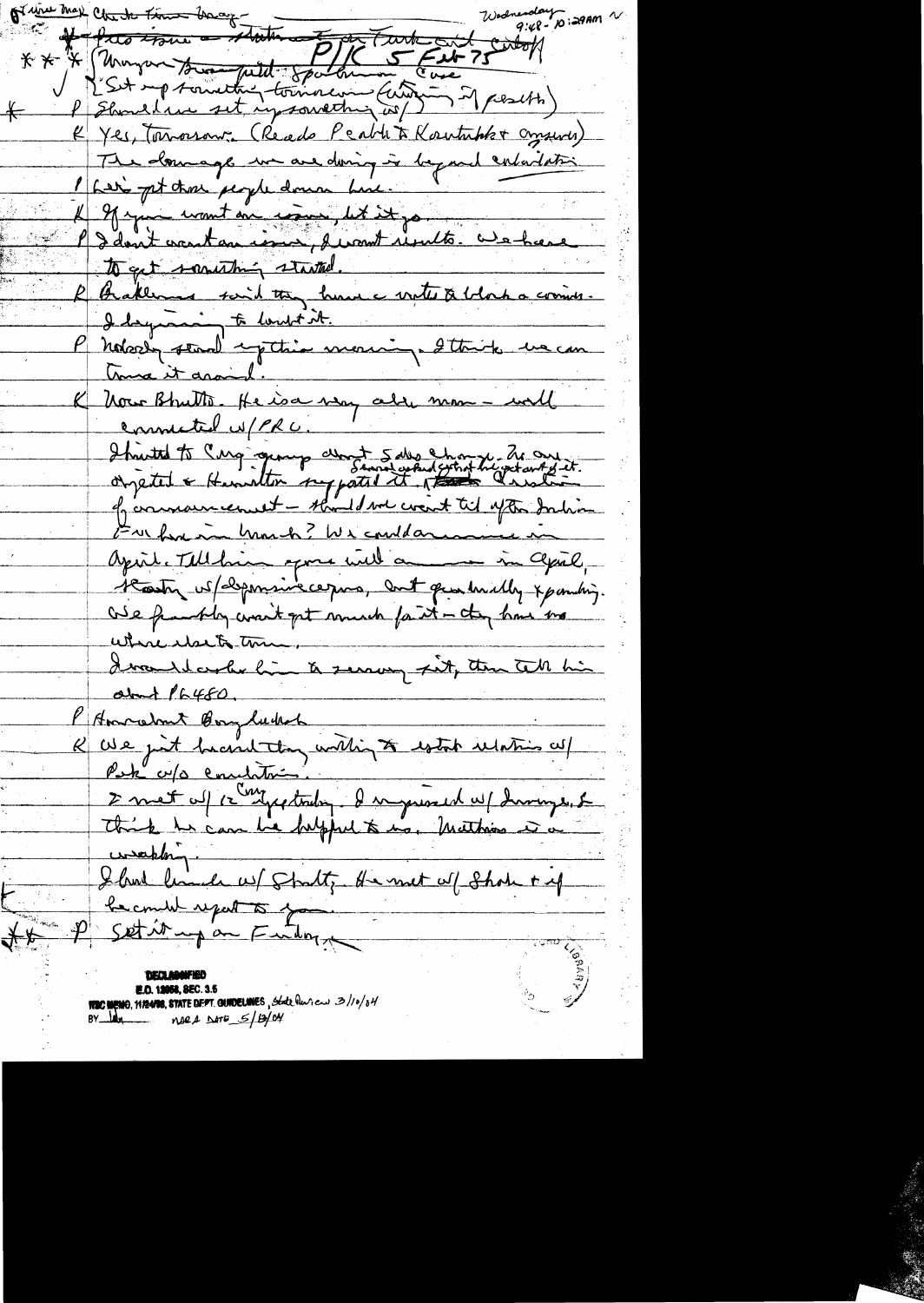Wednesday 9:48 - 10:29AM

Turkish Aid Cut-off... Time... Greece...

* Pass issue... Statement on Turk aid cutoff

** Morgan Brown... P/K 5 Feb 75 Spokesman Case

✓ Set up something tomorrow (Wiggins & Pelt)

* P Should we set up something w/ ( )

K Yes, tomorrow. (Reads Peabody to Kantalon & answers)

The damage we are doing is beyond calculation

P Let's get those people down here.

K If you want an issue, let it go.

P I don't want an issue, I want results. We have to get something started.

K Brademas said they have a vote to block a compromise. I kept trying to head it off.

P Nobody stood up this morning. I think we can turn it around.

K Now Bhutto. He is a very able man — well connected w/PRC.

I hinted to Cong group about Sabo change. They were shocked... Hamilton supported it. ... of announcement — should we wait til after Indian FM here in March? We could announce in April. Tell him you will ... in April, starting w/ defensive weapons, but gradually expanding. We probably won't get much for it — they have no where else to turn.

I would ask him to say ... then tell him about PL480.

P How about Bangladesh

K We just heard they willing to establish relations w/ Pak w/o conditions.

I met w/ 12 Cong yesterday. I impressed w/ Downey. I think he can be helpful to us. Mathias is a weakling.

I had lunch w/ Shultz. He met w/ Shah & if he could report to you.

** P Set it up on Friday.

DECLASSIFIED
E.O. 12958, SEC. 3.5
NSC MEMO, 11/24/98, STATE DEPT. GUIDELINES, State Review 3/10/04
BY [illegible] NARA DATE 5/13/04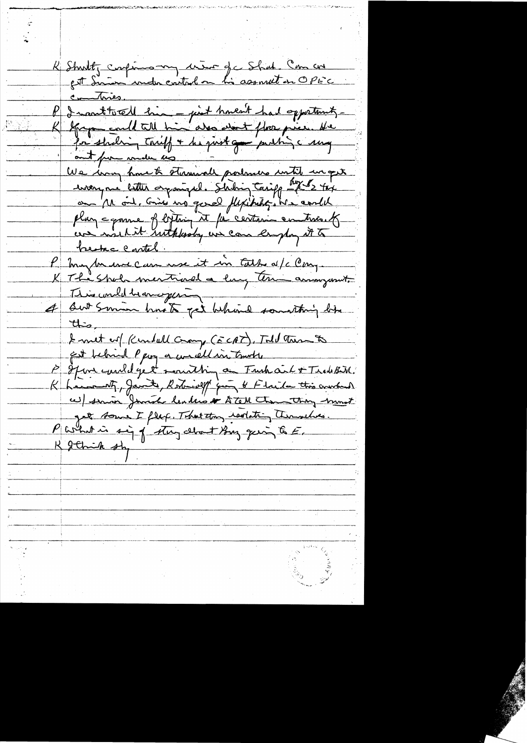K Shultz confirms my view of c Shah. Can we get Simon under control on his assault on OPEC countries.

P I want to tell him – just haven't had opportunity –

K If you could tell him also about floor price. He for sliding tariff & he just got pulling a rug out from under us

We may have to stonewall producers until we get everyone better organized. Sliding tariff bcz $2 tax on all oil. Gives no good flexibility. We could play a game of lifting it for certain countries. If we could hold it with Kissinger we can employ it to break a cartel.

P Maybe we can use it in talks w/c Cong.

K The Shah mentioned a long term arrangement. This could be a major –

4 But Simon has to get behind something like this.

I met w/ Kendall Group (ECAT). Told them to get behind P program as well in trade

P If we could get something on Turk aid & Trade Bill.

K Javits, Ribicoff going to Florida this weekend w/ senior Jewish leaders to tell them they must get some I flex. That they isolating themselves.

P What is say of story about Bunker going to E.

K I think sky